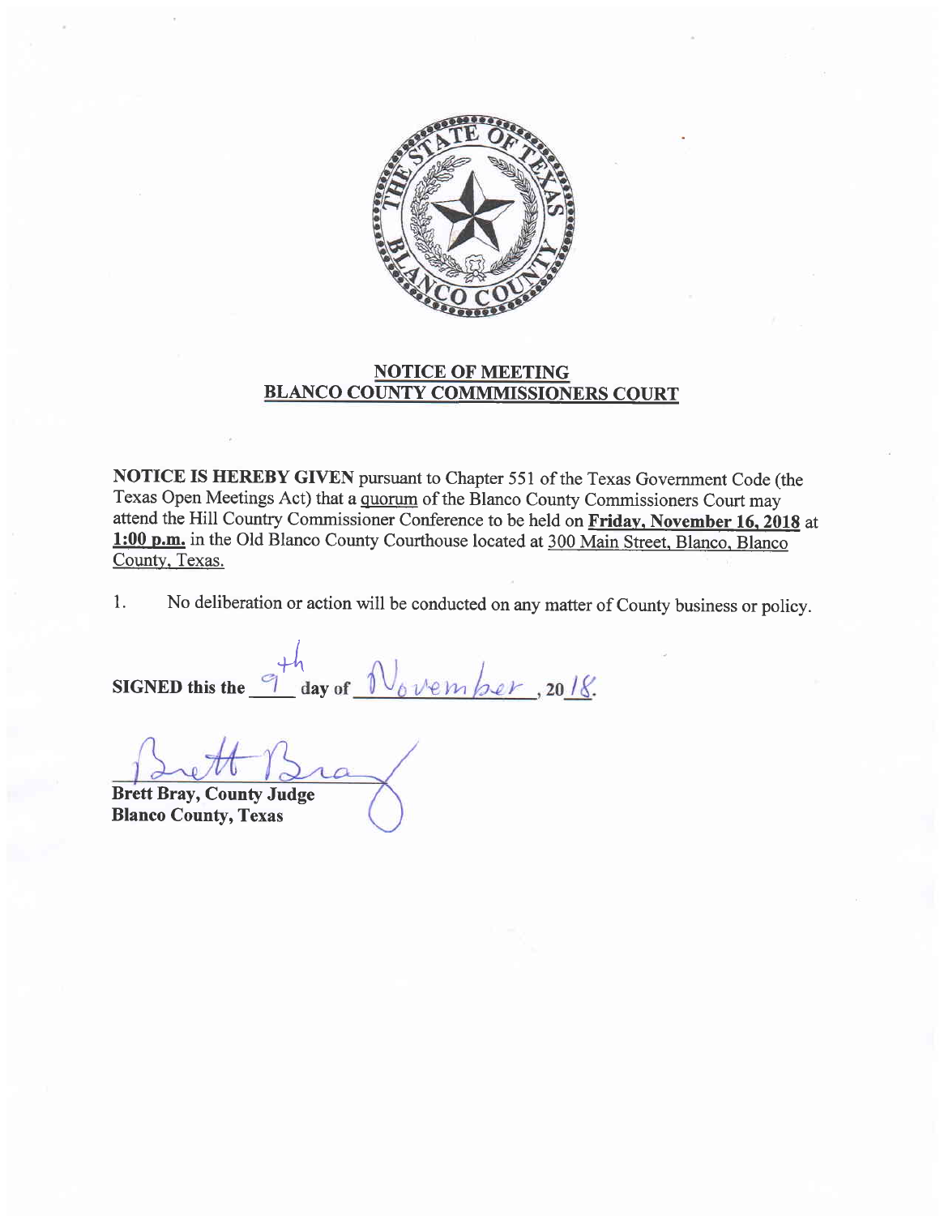## NOTICE OF MEETING
## BLANCO COUNTY COMMMISSIONERS COURT

**NOTICE IS HEREBY GIVEN** pursuant to Chapter 551 of the Texas Government Code (the Texas Open Meetings Act) that a quorum of the Blanco County Commissioners Court may attend the Hill Country Commissioner Conference to be held on **Friday, November 16, 2018** at **1:00 p.m.** in the Old Blanco County Courthouse located at 300 Main Street, Blanco, Blanco County, Texas.

1. No deliberation or action will be conducted on any matter of County business or policy.

**SIGNED this the** 9th **day of** November, 2018.

Brett Bray

**Brett Bray, County Judge**
**Blanco County, Texas**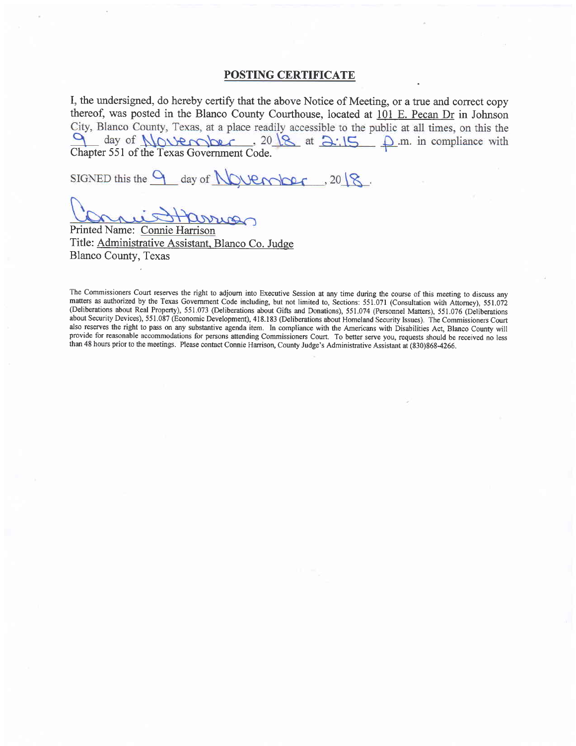## POSTING CERTIFICATE

I, the undersigned, do hereby certify that the above Notice of Meeting, or a true and correct copy thereof, was posted in the Blanco County Courthouse, located at 101 E. Pecan Dr in Johnson City, Blanco County, Texas, at a place readily accessible to the public at all times, on this the 9 day of November, 2018 at 2:15 p.m. in compliance with Chapter 551 of the Texas Government Code.

SIGNED this the 9 day of November, 2018.

Connie Harrison

Printed Name: Connie Harrison
Title: Administrative Assistant, Blanco Co. Judge
Blanco County, Texas

The Commissioners Court reserves the right to adjourn into Executive Session at any time during the course of this meeting to discuss any matters as authorized by the Texas Government Code including, but not limited to, Sections: 551.071 (Consultation with Attorney), 551.072 (Deliberations about Real Property), 551.073 (Deliberations about Gifts and Donations), 551.074 (Personnel Matters), 551.076 (Deliberations about Security Devices), 551.087 (Economic Development), 418.183 (Deliberations about Homeland Security Issues). The Commissioners Court also reserves the right to pass on any substantive agenda item. In compliance with the Americans with Disabilities Act, Blanco County will provide for reasonable accommodations for persons attending Commissioners Court. To better serve you, requests should be received no less than 48 hours prior to the meetings. Please contact Connie Harrison, County Judge's Administrative Assistant at (830)868-4266.